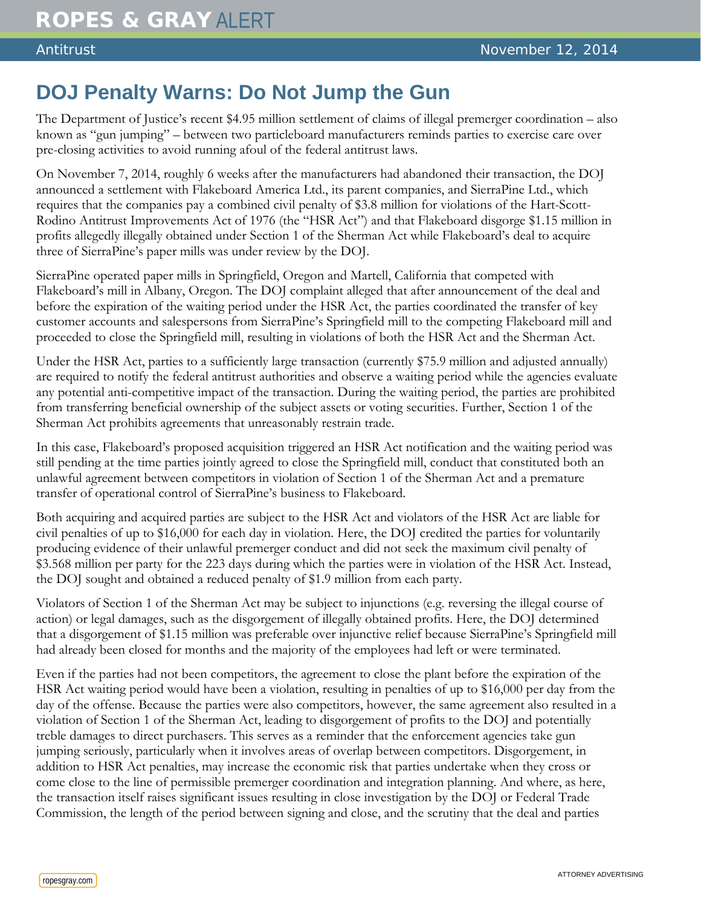# DOJ Penalty Warns: Do Not Jump the Gun

The Department of Justice's recent $4.95 million settlement of claims of illegal premerger coordination – also known as "gun jumping" – between two particleboard manufacturers reminds parties to exercise care over pre-closing activities to avoid running afoul of the federal antitrust laws.

On November 7, 2014, roughly 6 weeks after the manufacturers had abandoned their transaction, the DOJ announced a settlement with Flakeboard America Ltd., its parent companies, and SierraPine Ltd., which requires that the companies pay a combined civil penalty of $3.8 million for violations of the Hart-Scott-Rodino Antitrust Improvements Act of 1976 (the "HSR Act") and that Flakeboard disgorge $1.15 million in profits allegedly illegally obtained under Section 1 of the Sherman Act while Flakeboard's deal to acquire three of SierraPine's paper mills was under review by the DOJ.

SierraPine operated paper mills in Springfield, Oregon and Martell, California that competed with Flakeboard's mill in Albany, Oregon. The DOJ complaint alleged that after announcement of the deal and before the expiration of the waiting period under the HSR Act, the parties coordinated the transfer of key customer accounts and salespersons from SierraPine's Springfield mill to the competing Flakeboard mill and proceeded to close the Springfield mill, resulting in violations of both the HSR Act and the Sherman Act.

Under the HSR Act, parties to a sufficiently large transaction (currently $75.9 million and adjusted annually) are required to notify the federal antitrust authorities and observe a waiting period while the agencies evaluate any potential anti-competitive impact of the transaction. During the waiting period, the parties are prohibited from transferring beneficial ownership of the subject assets or voting securities. Further, Section 1 of the Sherman Act prohibits agreements that unreasonably restrain trade.

In this case, Flakeboard's proposed acquisition triggered an HSR Act notification and the waiting period was still pending at the time parties jointly agreed to close the Springfield mill, conduct that constituted both an unlawful agreement between competitors in violation of Section 1 of the Sherman Act and a premature transfer of operational control of SierraPine's business to Flakeboard.

Both acquiring and acquired parties are subject to the HSR Act and violators of the HSR Act are liable for civil penalties of up to $16,000 for each day in violation. Here, the DOJ credited the parties for voluntarily producing evidence of their unlawful premerger conduct and did not seek the maximum civil penalty of $3.568 million per party for the 223 days during which the parties were in violation of the HSR Act. Instead, the DOJ sought and obtained a reduced penalty of $1.9 million from each party.

Violators of Section 1 of the Sherman Act may be subject to injunctions (e.g. reversing the illegal course of action) or legal damages, such as the disgorgement of illegally obtained profits. Here, the DOJ determined that a disgorgement of $1.15 million was preferable over injunctive relief because SierraPine's Springfield mill had already been closed for months and the majority of the employees had left or were terminated.

Even if the parties had not been competitors, the agreement to close the plant before the expiration of the HSR Act waiting period would have been a violation, resulting in penalties of up to $16,000 per day from the day of the offense. Because the parties were also competitors, however, the same agreement also resulted in a violation of Section 1 of the Sherman Act, leading to disgorgement of profits to the DOJ and potentially treble damages to direct purchasers. This serves as a reminder that the enforcement agencies take gun jumping seriously, particularly when it involves areas of overlap between competitors. Disgorgement, in addition to HSR Act penalties, may increase the economic risk that parties undertake when they cross or come close to the line of permissible premerger coordination and integration planning. And where, as here, the transaction itself raises significant issues resulting in close investigation by the DOJ or Federal Trade Commission, the length of the period between signing and close, and the scrutiny that the deal and parties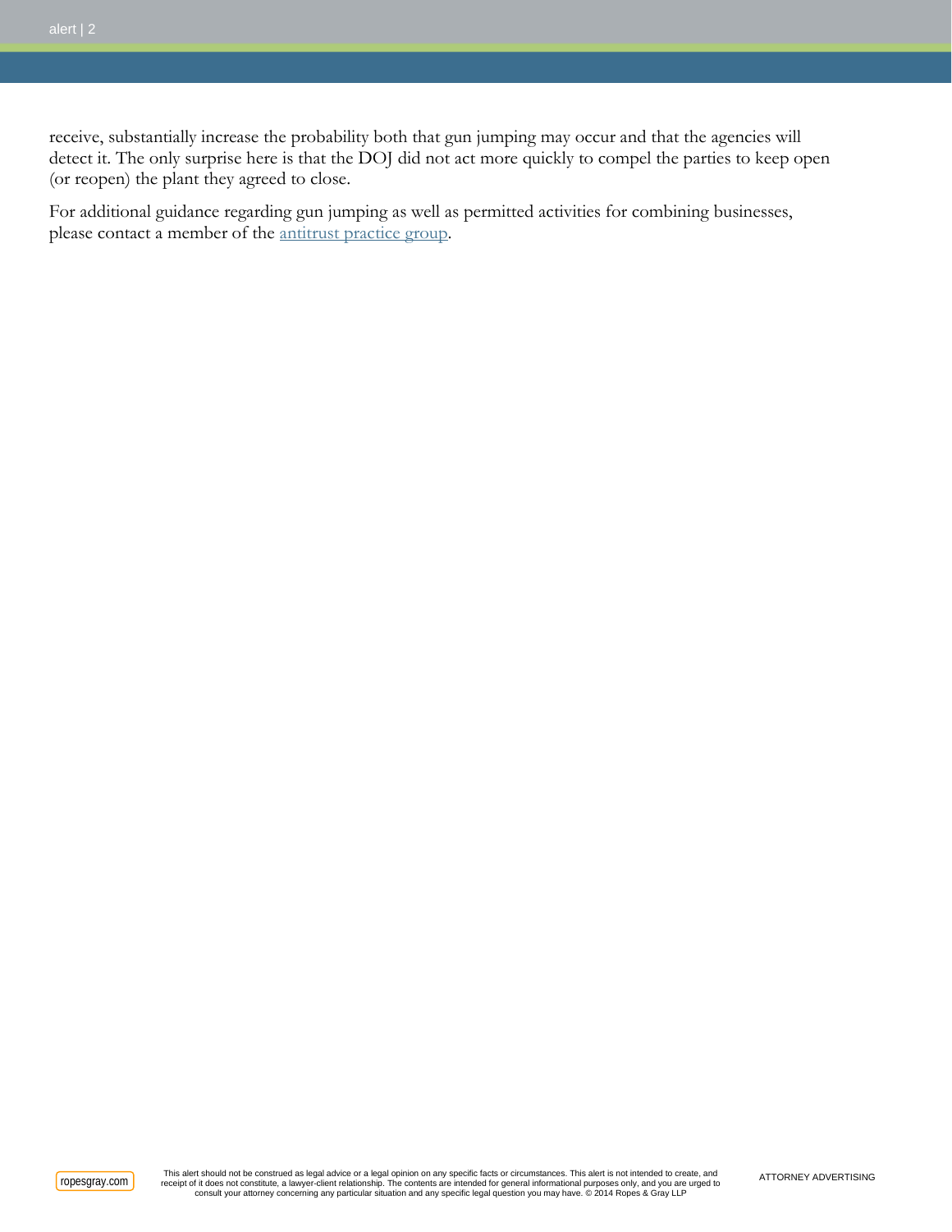receive, substantially increase the probability both that gun jumping may occur and that the agencies will detect it. The only surprise here is that the DOJ did not act more quickly to compel the parties to keep open (or reopen) the plant they agreed to close.

For additional guidance regarding gun jumping as well as permitted activities for combining businesses, please contact a member of the antitrust practice group.

This alert should not be construed as legal advice or a legal opinion on any specific facts or circumstances. This alert is not intended to create, and receipt of it does not constitute, a lawyer-client relationship. The contents are intended for general informational purposes only, and you are urged to consult your attorney concerning any particular situation and any specific legal question you may have. © 2014 Ropes & Gray LLP

ATTORNEY ADVERTISING